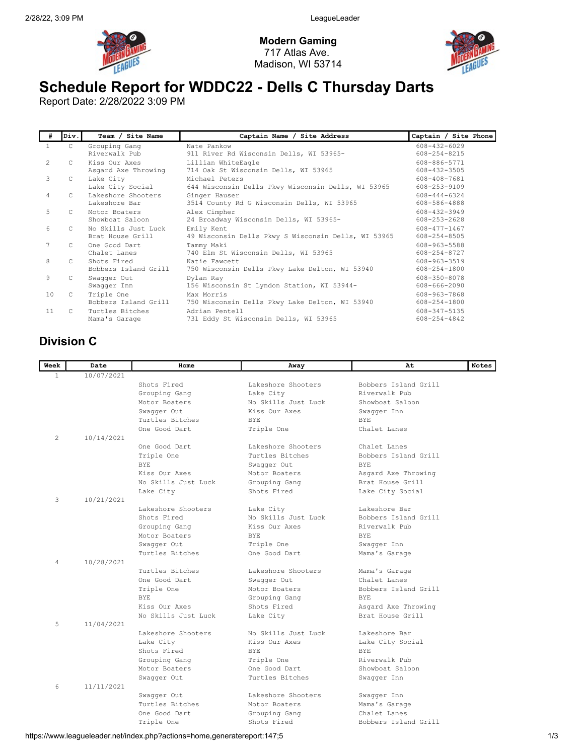**Modern Gaming**
717 Atlas Ave.
Madison, WI 53714

# Schedule Report for WDDC22 - Dells C Thursday Darts

Report Date: 2/28/2022 3:09 PM

| # | Div. | Team / Site Name | Captain Name / Site Address | Captain / Site Phone |
|---|---|---|---|---|
| 1 | C | Grouping Gang<br>Riverwalk Pub | Nate Pankow<br>911 River Rd Wisconsin Dells, WI 53965- | 608-432-6029<br>608-254-8215 |
| 2 | C | Kiss Our Axes<br>Asgard Axe Throwing | Lillian WhiteEagle<br>714 Oak St Wisconsin Dells, WI 53965 | 608-886-5771<br>608-432-3505 |
| 3 | C | Lake City<br>Lake City Social | Michael Peters<br>644 Wisconsin Dells Pkwy Wisconsin Dells, WI 53965 | 608-408-7681<br>608-253-9109 |
| 4 | C | Lakeshore Shooters<br>Lakeshore Bar | Ginger Hauser<br>3514 County Rd G Wisconsin Dells, WI 53965 | 608-444-6324<br>608-586-4888 |
| 5 | C | Motor Boaters<br>Showboat Saloon | Alex Cimpher<br>24 Broadway Wisconsin Dells, WI 53965- | 608-432-3949<br>608-253-2628 |
| 6 | C | No Skills Just Luck<br>Brat House Grill | Emily Kent<br>49 Wisconsin Dells Pkwy S Wisconsin Dells, WI 53965 | 608-477-1467<br>608-254-8505 |
| 7 | C | One Good Dart<br>Chalet Lanes | Tammy Maki<br>740 Elm St Wisconsin Dells, WI 53965 | 608-963-5588<br>608-254-8727 |
| 8 | C | Shots Fired<br>Bobbers Island Grill | Katie Fawcett<br>750 Wisconsin Dells Pkwy Lake Delton, WI 53940 | 608-963-3519<br>608-254-1800 |
| 9 | C | Swagger Out<br>Swagger Inn | Dylan Ray<br>156 Wisconsin St Lyndon Station, WI 53944- | 608-350-8078<br>608-666-2090 |
| 10 | C | Triple One<br>Bobbers Island Grill | Max Morris<br>750 Wisconsin Dells Pkwy Lake Delton, WI 53940 | 608-963-7868<br>608-254-1800 |
| 11 | C | Turtles Bitches<br>Mama's Garage | Adrian Pentell<br>731 Eddy St Wisconsin Dells, WI 53965 | 608-347-5135<br>608-254-4842 |

## Division C

| Week | Date | Home | Away | At | Notes |
|---|---|---|---|---|---|
| 1 | 10/07/2021 | | | | |
| | | Shots Fired | Lakeshore Shooters | Bobbers Island Grill | |
| | | Grouping Gang | Lake City | Riverwalk Pub | |
| | | Motor Boaters | No Skills Just Luck | Showboat Saloon | |
| | | Swagger Out | Kiss Our Axes | Swagger Inn | |
| | | Turtles Bitches | BYE | BYE | |
| | | One Good Dart | Triple One | Chalet Lanes | |
| 2 | 10/14/2021 | | | | |
| | | One Good Dart | Lakeshore Shooters | Chalet Lanes | |
| | | Triple One | Turtles Bitches | Bobbers Island Grill | |
| | | BYE | Swagger Out | BYE | |
| | | Kiss Our Axes | Motor Boaters | Asgard Axe Throwing | |
| | | No Skills Just Luck | Grouping Gang | Brat House Grill | |
| | | Lake City | Shots Fired | Lake City Social | |
| 3 | 10/21/2021 | | | | |
| | | Lakeshore Shooters | Lake City | Lakeshore Bar | |
| | | Shots Fired | No Skills Just Luck | Bobbers Island Grill | |
| | | Grouping Gang | Kiss Our Axes | Riverwalk Pub | |
| | | Motor Boaters | BYE | BYE | |
| | | Swagger Out | Triple One | Swagger Inn | |
| | | Turtles Bitches | One Good Dart | Mama's Garage | |
| 4 | 10/28/2021 | | | | |
| | | Turtles Bitches | Lakeshore Shooters | Mama's Garage | |
| | | One Good Dart | Swagger Out | Chalet Lanes | |
| | | Triple One | Motor Boaters | Bobbers Island Grill | |
| | | BYE | Grouping Gang | BYE | |
| | | Kiss Our Axes | Shots Fired | Asgard Axe Throwing | |
| | | No Skills Just Luck | Lake City | Brat House Grill | |
| 5 | 11/04/2021 | | | | |
| | | Lakeshore Shooters | No Skills Just Luck | Lakeshore Bar | |
| | | Lake City | Kiss Our Axes | Lake City Social | |
| | | Shots Fired | BYE | BYE | |
| | | Grouping Gang | Triple One | Riverwalk Pub | |
| | | Motor Boaters | One Good Dart | Showboat Saloon | |
| | | Swagger Out | Turtles Bitches | Swagger Inn | |
| 6 | 11/11/2021 | | | | |
| | | Swagger Out | Lakeshore Shooters | Swagger Inn | |
| | | Turtles Bitches | Motor Boaters | Mama's Garage | |
| | | One Good Dart | Grouping Gang | Chalet Lanes | |
| | | Triple One | Shots Fired | Bobbers Island Grill | |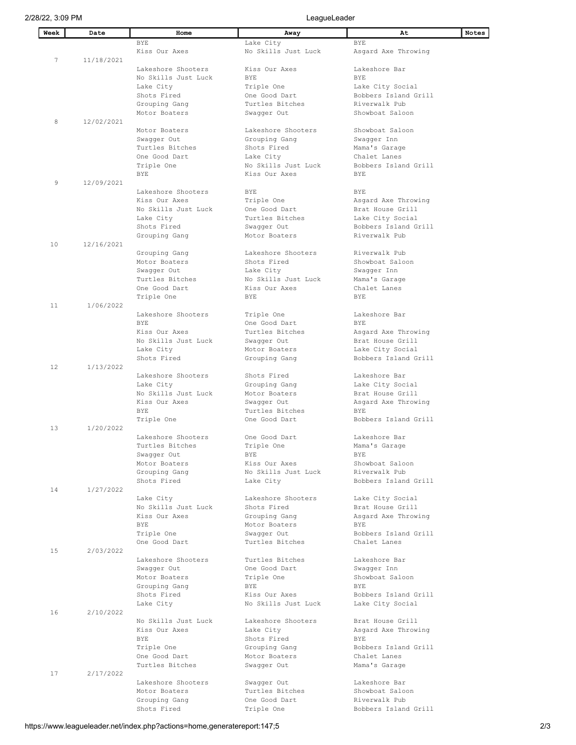| Week | Date | Home | Away | At | Notes |
|---|---|---|---|---|---|
| | | BYE | Lake City | BYE | |
| | | Kiss Our Axes | No Skills Just Luck | Asgard Axe Throwing | |
| 7 | 11/18/2021 | | | | |
| | | Lakeshore Shooters | Kiss Our Axes | Lakeshore Bar | |
| | | No Skills Just Luck | BYE | BYE | |
| | | Lake City | Triple One | Lake City Social | |
| | | Shots Fired | One Good Dart | Bobbers Island Grill | |
| | | Grouping Gang | Turtles Bitches | Riverwalk Pub | |
| | | Motor Boaters | Swagger Out | Showboat Saloon | |
| 8 | 12/02/2021 | | | | |
| | | Motor Boaters | Lakeshore Shooters | Showboat Saloon | |
| | | Swagger Out | Grouping Gang | Swagger Inn | |
| | | Turtles Bitches | Shots Fired | Mama's Garage | |
| | | One Good Dart | Lake City | Chalet Lanes | |
| | | Triple One | No Skills Just Luck | Bobbers Island Grill | |
| | | BYE | Kiss Our Axes | BYE | |
| 9 | 12/09/2021 | | | | |
| | | Lakeshore Shooters | BYE | BYE | |
| | | Kiss Our Axes | Triple One | Asgard Axe Throwing | |
| | | No Skills Just Luck | One Good Dart | Brat House Grill | |
| | | Lake City | Turtles Bitches | Lake City Social | |
| | | Shots Fired | Swagger Out | Bobbers Island Grill | |
| | | Grouping Gang | Motor Boaters | Riverwalk Pub | |
| 10 | 12/16/2021 | | | | |
| | | Grouping Gang | Lakeshore Shooters | Riverwalk Pub | |
| | | Motor Boaters | Shots Fired | Showboat Saloon | |
| | | Swagger Out | Lake City | Swagger Inn | |
| | | Turtles Bitches | No Skills Just Luck | Mama's Garage | |
| | | One Good Dart | Kiss Our Axes | Chalet Lanes | |
| | | Triple One | BYE | BYE | |
| 11 | 1/06/2022 | | | | |
| | | Lakeshore Shooters | Triple One | Lakeshore Bar | |
| | | BYE | One Good Dart | BYE | |
| | | Kiss Our Axes | Turtles Bitches | Asgard Axe Throwing | |
| | | No Skills Just Luck | Swagger Out | Brat House Grill | |
| | | Lake City | Motor Boaters | Lake City Social | |
| | | Shots Fired | Grouping Gang | Bobbers Island Grill | |
| 12 | 1/13/2022 | | | | |
| | | Lakeshore Shooters | Shots Fired | Lakeshore Bar | |
| | | Lake City | Grouping Gang | Lake City Social | |
| | | No Skills Just Luck | Motor Boaters | Brat House Grill | |
| | | Kiss Our Axes | Swagger Out | Asgard Axe Throwing | |
| | | BYE | Turtles Bitches | BYE | |
| | | Triple One | One Good Dart | Bobbers Island Grill | |
| 13 | 1/20/2022 | | | | |
| | | Lakeshore Shooters | One Good Dart | Lakeshore Bar | |
| | | Turtles Bitches | Triple One | Mama's Garage | |
| | | Swagger Out | BYE | BYE | |
| | | Motor Boaters | Kiss Our Axes | Showboat Saloon | |
| | | Grouping Gang | No Skills Just Luck | Riverwalk Pub | |
| | | Shots Fired | Lake City | Bobbers Island Grill | |
| 14 | 1/27/2022 | | | | |
| | | Lake City | Lakeshore Shooters | Lake City Social | |
| | | No Skills Just Luck | Shots Fired | Brat House Grill | |
| | | Kiss Our Axes | Grouping Gang | Asgard Axe Throwing | |
| | | BYE | Motor Boaters | BYE | |
| | | Triple One | Swagger Out | Bobbers Island Grill | |
| | | One Good Dart | Turtles Bitches | Chalet Lanes | |
| 15 | 2/03/2022 | | | | |
| | | Lakeshore Shooters | Turtles Bitches | Lakeshore Bar | |
| | | Swagger Out | One Good Dart | Swagger Inn | |
| | | Motor Boaters | Triple One | Showboat Saloon | |
| | | Grouping Gang | BYE | BYE | |
| | | Shots Fired | Kiss Our Axes | Bobbers Island Grill | |
| | | Lake City | No Skills Just Luck | Lake City Social | |
| 16 | 2/10/2022 | | | | |
| | | No Skills Just Luck | Lakeshore Shooters | Brat House Grill | |
| | | Kiss Our Axes | Lake City | Asgard Axe Throwing | |
| | | BYE | Shots Fired | BYE | |
| | | Triple One | Grouping Gang | Bobbers Island Grill | |
| | | One Good Dart | Motor Boaters | Chalet Lanes | |
| | | Turtles Bitches | Swagger Out | Mama's Garage | |
| 17 | 2/17/2022 | | | | |
| | | Lakeshore Shooters | Swagger Out | Lakeshore Bar | |
| | | Motor Boaters | Turtles Bitches | Showboat Saloon | |
| | | Grouping Gang | One Good Dart | Riverwalk Pub | |
| | | Shots Fired | Triple One | Bobbers Island Grill | |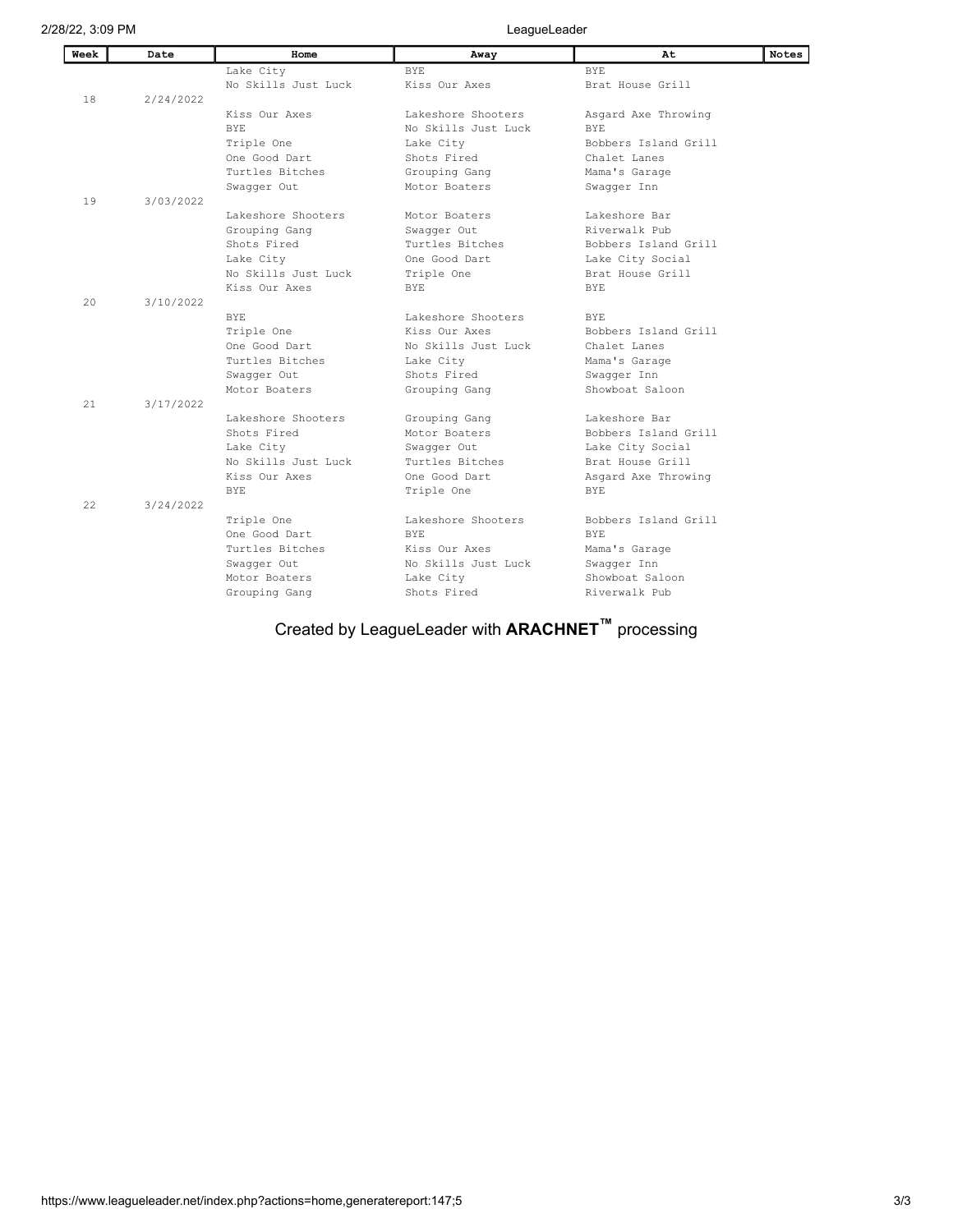| Week | Date | Home | Away | At | Notes |
|---|---|---|---|---|---|
| | | Lake City | BYE | BYE | |
| | | No Skills Just Luck | Kiss Our Axes | Brat House Grill | |
| 18 | 2/24/2022 | | | | |
| | | Kiss Our Axes | Lakeshore Shooters | Asgard Axe Throwing | |
| | | BYE | No Skills Just Luck | BYE | |
| | | Triple One | Lake City | Bobbers Island Grill | |
| | | One Good Dart | Shots Fired | Chalet Lanes | |
| | | Turtles Bitches | Grouping Gang | Mama's Garage | |
| | | Swagger Out | Motor Boaters | Swagger Inn | |
| 19 | 3/03/2022 | | | | |
| | | Lakeshore Shooters | Motor Boaters | Lakeshore Bar | |
| | | Grouping Gang | Swagger Out | Riverwalk Pub | |
| | | Shots Fired | Turtles Bitches | Bobbers Island Grill | |
| | | Lake City | One Good Dart | Lake City Social | |
| | | No Skills Just Luck | Triple One | Brat House Grill | |
| | | Kiss Our Axes | BYE | BYE | |
| 20 | 3/10/2022 | | | | |
| | | BYE | Lakeshore Shooters | BYE | |
| | | Triple One | Kiss Our Axes | Bobbers Island Grill | |
| | | One Good Dart | No Skills Just Luck | Chalet Lanes | |
| | | Turtles Bitches | Lake City | Mama's Garage | |
| | | Swagger Out | Shots Fired | Swagger Inn | |
| | | Motor Boaters | Grouping Gang | Showboat Saloon | |
| 21 | 3/17/2022 | | | | |
| | | Lakeshore Shooters | Grouping Gang | Lakeshore Bar | |
| | | Shots Fired | Motor Boaters | Bobbers Island Grill | |
| | | Lake City | Swagger Out | Lake City Social | |
| | | No Skills Just Luck | Turtles Bitches | Brat House Grill | |
| | | Kiss Our Axes | One Good Dart | Asgard Axe Throwing | |
| | | BYE | Triple One | BYE | |
| 22 | 3/24/2022 | | | | |
| | | Triple One | Lakeshore Shooters | Bobbers Island Grill | |
| | | One Good Dart | BYE | BYE | |
| | | Turtles Bitches | Kiss Our Axes | Mama's Garage | |
| | | Swagger Out | No Skills Just Luck | Swagger Inn | |
| | | Motor Boaters | Lake City | Showboat Saloon | |
| | | Grouping Gang | Shots Fired | Riverwalk Pub | |

Created by LeagueLeader with **ARACHNET™** processing